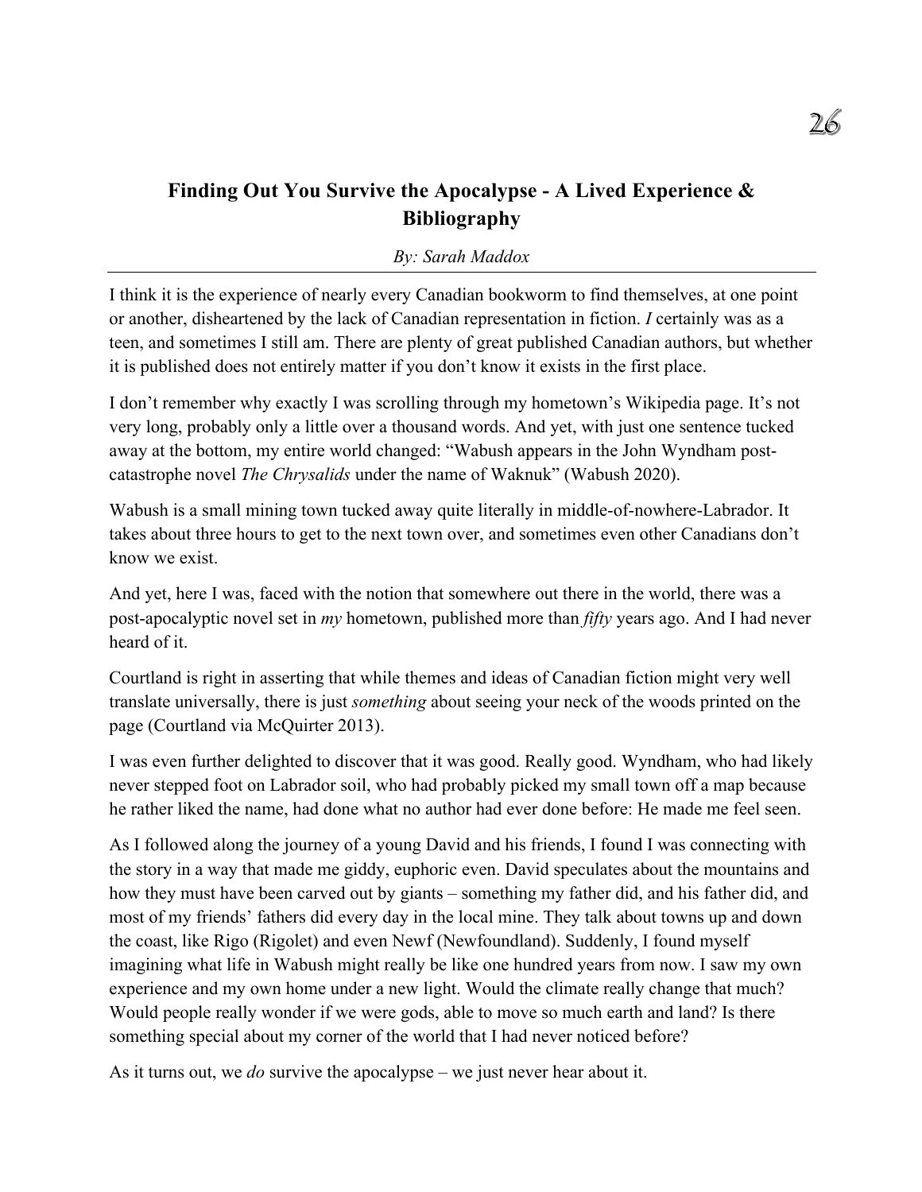# Finding Out You Survive the Apocalypse - A Lived Experience & Bibliography

*By: Sarah Maddox*

I think it is the experience of nearly every Canadian bookworm to find themselves, at one point or another, disheartened by the lack of Canadian representation in fiction. *I* certainly was as a teen, and sometimes I still am. There are plenty of great published Canadian authors, but whether it is published does not entirely matter if you don't know it exists in the first place.

I don't remember why exactly I was scrolling through my hometown's Wikipedia page. It's not very long, probably only a little over a thousand words. And yet, with just one sentence tucked away at the bottom, my entire world changed: "Wabush appears in the John Wyndham post-catastrophe novel *The Chrysalids* under the name of Waknuk" (Wabush 2020).

Wabush is a small mining town tucked away quite literally in middle-of-nowhere-Labrador. It takes about three hours to get to the next town over, and sometimes even other Canadians don't know we exist.

And yet, here I was, faced with the notion that somewhere out there in the world, there was a post-apocalyptic novel set in *my* hometown, published more than *fifty* years ago. And I had never heard of it.

Courtland is right in asserting that while themes and ideas of Canadian fiction might very well translate universally, there is just *something* about seeing your neck of the woods printed on the page (Courtland via McQuirter 2013).

I was even further delighted to discover that it was good. Really good. Wyndham, who had likely never stepped foot on Labrador soil, who had probably picked my small town off a map because he rather liked the name, had done what no author had ever done before: He made me feel seen.

As I followed along the journey of a young David and his friends, I found I was connecting with the story in a way that made me giddy, euphoric even. David speculates about the mountains and how they must have been carved out by giants – something my father did, and his father did, and most of my friends' fathers did every day in the local mine. They talk about towns up and down the coast, like Rigo (Rigolet) and even Newf (Newfoundland). Suddenly, I found myself imagining what life in Wabush might really be like one hundred years from now. I saw my own experience and my own home under a new light. Would the climate really change that much? Would people really wonder if we were gods, able to move so much earth and land? Is there something special about my corner of the world that I had never noticed before?

As it turns out, we *do* survive the apocalypse – we just never hear about it.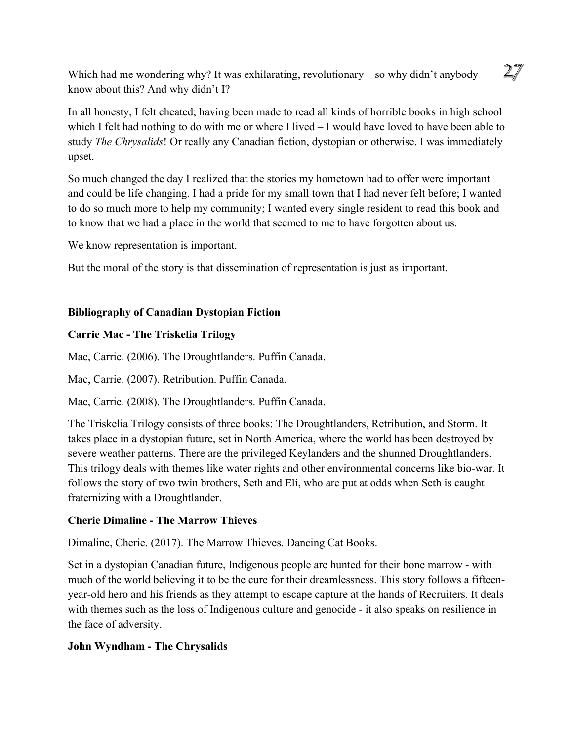Which had me wondering why? It was exhilarating, revolutionary – so why didn't anybody know about this? And why didn't I?

In all honesty, I felt cheated; having been made to read all kinds of horrible books in high school which I felt had nothing to do with me or where I lived – I would have loved to have been able to study *The Chrysalids*! Or really any Canadian fiction, dystopian or otherwise. I was immediately upset.

So much changed the day I realized that the stories my hometown had to offer were important and could be life changing. I had a pride for my small town that I had never felt before; I wanted to do so much more to help my community; I wanted every single resident to read this book and to know that we had a place in the world that seemed to me to have forgotten about us.

We know representation is important.

But the moral of the story is that dissemination of representation is just as important.

**Bibliography of Canadian Dystopian Fiction**

**Carrie Mac - The Triskelia Trilogy**

Mac, Carrie. (2006). The Droughtlanders. Puffin Canada.

Mac, Carrie. (2007). Retribution. Puffin Canada.

Mac, Carrie. (2008). The Droughtlanders. Puffin Canada.

The Triskelia Trilogy consists of three books: The Droughtlanders, Retribution, and Storm. It takes place in a dystopian future, set in North America, where the world has been destroyed by severe weather patterns. There are the privileged Keylanders and the shunned Droughtlanders. This trilogy deals with themes like water rights and other environmental concerns like bio-war. It follows the story of two twin brothers, Seth and Eli, who are put at odds when Seth is caught fraternizing with a Droughtlander.

**Cherie Dimaline - The Marrow Thieves**

Dimaline, Cherie. (2017). The Marrow Thieves. Dancing Cat Books.

Set in a dystopian Canadian future, Indigenous people are hunted for their bone marrow - with much of the world believing it to be the cure for their dreamlessness. This story follows a fifteen-year-old hero and his friends as they attempt to escape capture at the hands of Recruiters. It deals with themes such as the loss of Indigenous culture and genocide - it also speaks on resilience in the face of adversity.

**John Wyndham - The Chrysalids**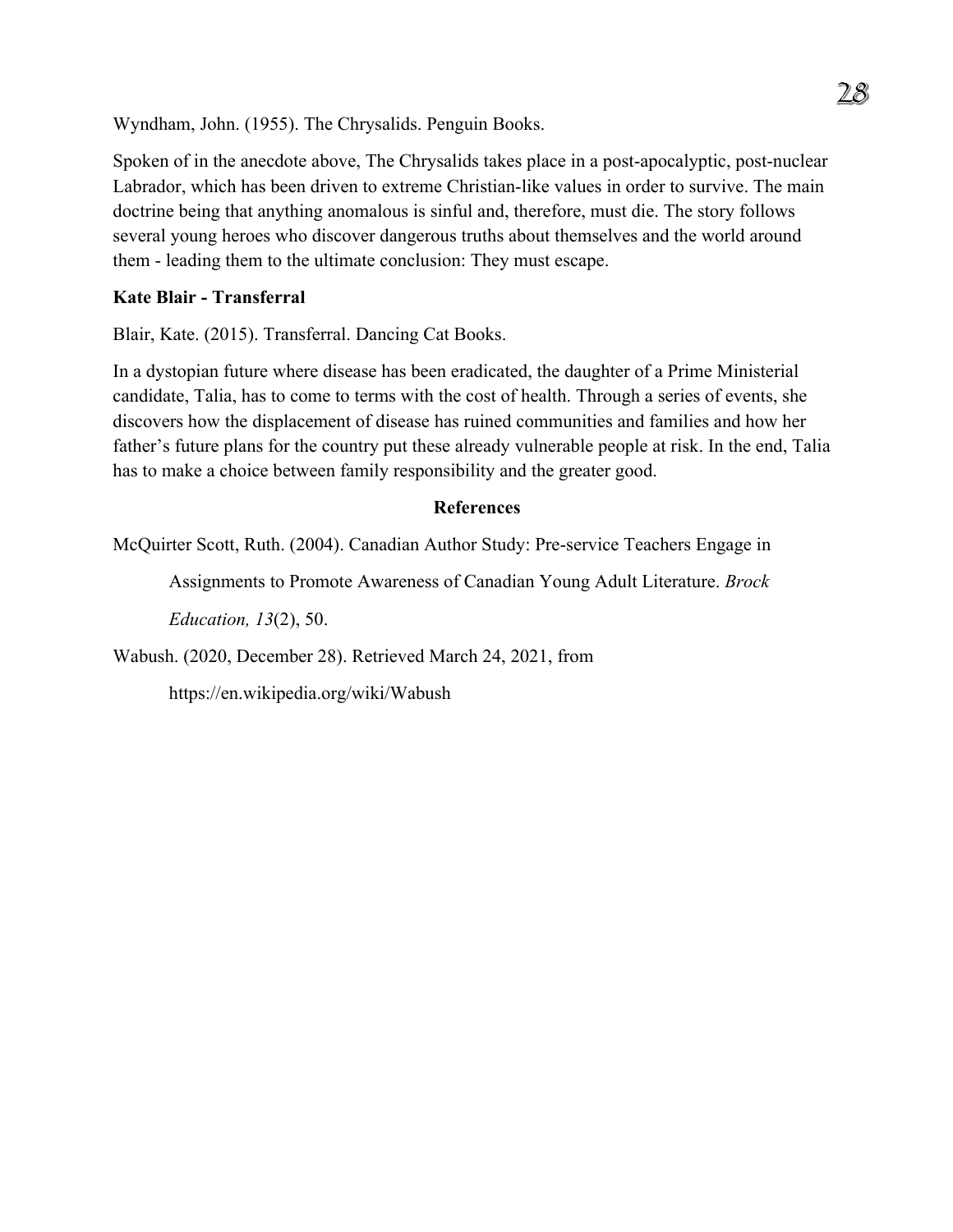Wyndham, John. (1955). The Chrysalids. Penguin Books.

Spoken of in the anecdote above, The Chrysalids takes place in a post-apocalyptic, post-nuclear Labrador, which has been driven to extreme Christian-like values in order to survive. The main doctrine being that anything anomalous is sinful and, therefore, must die. The story follows several young heroes who discover dangerous truths about themselves and the world around them - leading them to the ultimate conclusion: They must escape.

**Kate Blair - Transferral**

Blair, Kate. (2015). Transferral. Dancing Cat Books.

In a dystopian future where disease has been eradicated, the daughter of a Prime Ministerial candidate, Talia, has to come to terms with the cost of health. Through a series of events, she discovers how the displacement of disease has ruined communities and families and how her father's future plans for the country put these already vulnerable people at risk. In the end, Talia has to make a choice between family responsibility and the greater good.

## References

McQuirter Scott, Ruth. (2004). Canadian Author Study: Pre-service Teachers Engage in Assignments to Promote Awareness of Canadian Young Adult Literature. *Brock Education, 13*(2), 50.

Wabush. (2020, December 28). Retrieved March 24, 2021, from https://en.wikipedia.org/wiki/Wabush